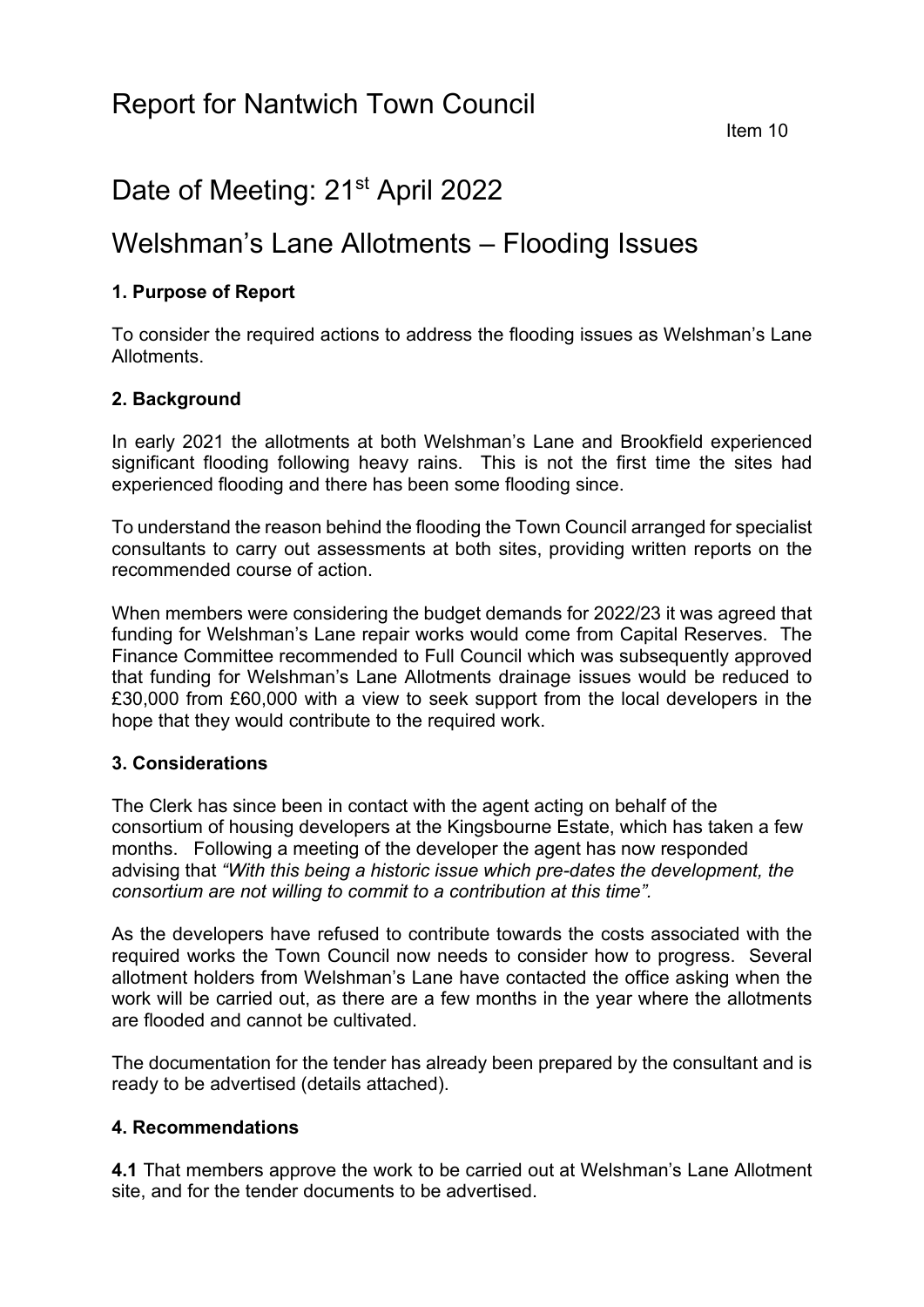# Report for Nantwich Town Council

Item 10

# Date of Meeting: 21st April 2022

# Welshman's Lane Allotments – Flooding Issues

### 1. Purpose of Report

To consider the required actions to address the flooding issues as Welshman's Lane Allotments.

### 2. Background

In early 2021 the allotments at both Welshman's Lane and Brookfield experienced significant flooding following heavy rains. This is not the first time the sites had experienced flooding and there has been some flooding since.

To understand the reason behind the flooding the Town Council arranged for specialist consultants to carry out assessments at both sites, providing written reports on the recommended course of action.

When members were considering the budget demands for 2022/23 it was agreed that funding for Welshman's Lane repair works would come from Capital Reserves. The Finance Committee recommended to Full Council which was subsequently approved that funding for Welshman's Lane Allotments drainage issues would be reduced to £30,000 from £60,000 with a view to seek support from the local developers in the hope that they would contribute to the required work.

### 3. Considerations

The Clerk has since been in contact with the agent acting on behalf of the consortium of housing developers at the Kingsbourne Estate, which has taken a few months. Following a meeting of the developer the agent has now responded advising that *"With this being a historic issue which pre-dates the development, the consortium are not willing to commit to a contribution at this time"*.

As the developers have refused to contribute towards the costs associated with the required works the Town Council now needs to consider how to progress. Several allotment holders from Welshman's Lane have contacted the office asking when the work will be carried out, as there are a few months in the year where the allotments are flooded and cannot be cultivated.

The documentation for the tender has already been prepared by the consultant and is ready to be advertised (details attached).

### 4. Recommendations

**4.1** That members approve the work to be carried out at Welshman's Lane Allotment site, and for the tender documents to be advertised.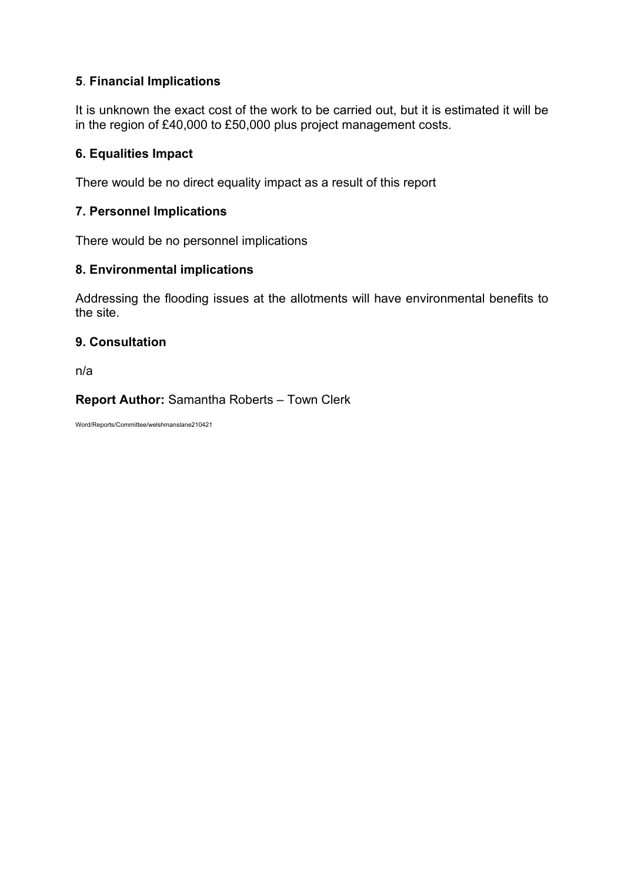## 5. Financial Implications

It is unknown the exact cost of the work to be carried out, but it is estimated it will be in the region of £40,000 to £50,000 plus project management costs.

## 6. Equalities Impact

There would be no direct equality impact as a result of this report

## 7. Personnel Implications

There would be no personnel implications

## 8. Environmental implications

Addressing the flooding issues at the allotments will have environmental benefits to the site.

## 9. Consultation

n/a

**Report Author:** Samantha Roberts – Town Clerk

Word/Reports/Committee/welshmanslane210421